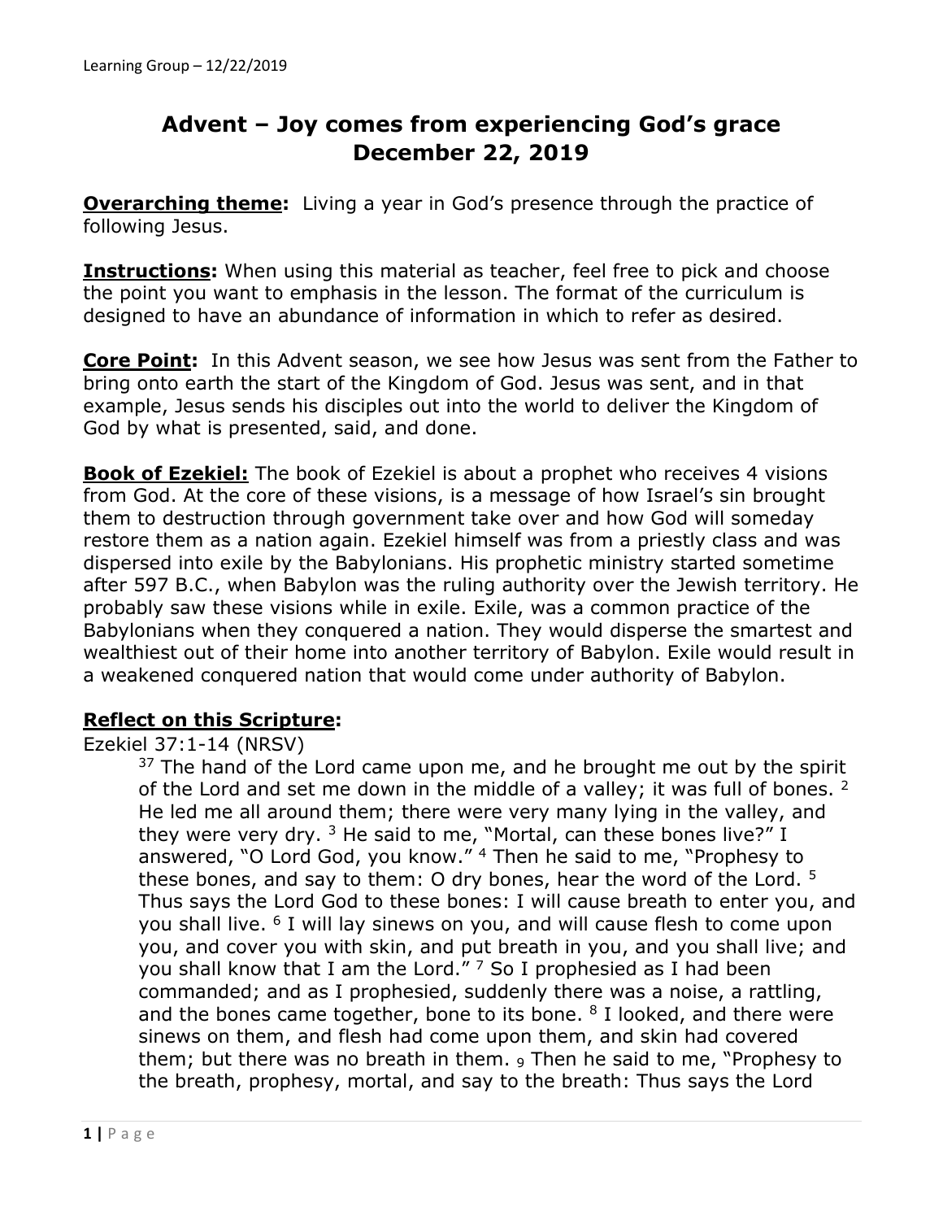# Advent – Joy comes from experiencing God's grace
## December 22, 2019

**Overarching theme:** Living a year in God's presence through the practice of following Jesus.

**Instructions:** When using this material as teacher, feel free to pick and choose the point you want to emphasis in the lesson. The format of the curriculum is designed to have an abundance of information in which to refer as desired.

**Core Point:** In this Advent season, we see how Jesus was sent from the Father to bring onto earth the start of the Kingdom of God. Jesus was sent, and in that example, Jesus sends his disciples out into the world to deliver the Kingdom of God by what is presented, said, and done.

**Book of Ezekiel:** The book of Ezekiel is about a prophet who receives 4 visions from God. At the core of these visions, is a message of how Israel's sin brought them to destruction through government take over and how God will someday restore them as a nation again. Ezekiel himself was from a priestly class and was dispersed into exile by the Babylonians. His prophetic ministry started sometime after 597 B.C., when Babylon was the ruling authority over the Jewish territory. He probably saw these visions while in exile. Exile, was a common practice of the Babylonians when they conquered a nation. They would disperse the smartest and wealthiest out of their home into another territory of Babylon. Exile would result in a weakened conquered nation that would come under authority of Babylon.

**Reflect on this Scripture:**

Ezekiel 37:1-14 (NRSV)

> 37 The hand of the Lord came upon me, and he brought me out by the spirit of the Lord and set me down in the middle of a valley; it was full of bones. 2 He led me all around them; there were very many lying in the valley, and they were very dry. 3 He said to me, "Mortal, can these bones live?" I answered, "O Lord God, you know." 4 Then he said to me, "Prophesy to these bones, and say to them: O dry bones, hear the word of the Lord. 5 Thus says the Lord God to these bones: I will cause breath to enter you, and you shall live. 6 I will lay sinews on you, and will cause flesh to come upon you, and cover you with skin, and put breath in you, and you shall live; and you shall know that I am the Lord." 7 So I prophesied as I had been commanded; and as I prophesied, suddenly there was a noise, a rattling, and the bones came together, bone to its bone. 8 I looked, and there were sinews on them, and flesh had come upon them, and skin had covered them; but there was no breath in them. 9 Then he said to me, "Prophesy to the breath, prophesy, mortal, and say to the breath: Thus says the Lord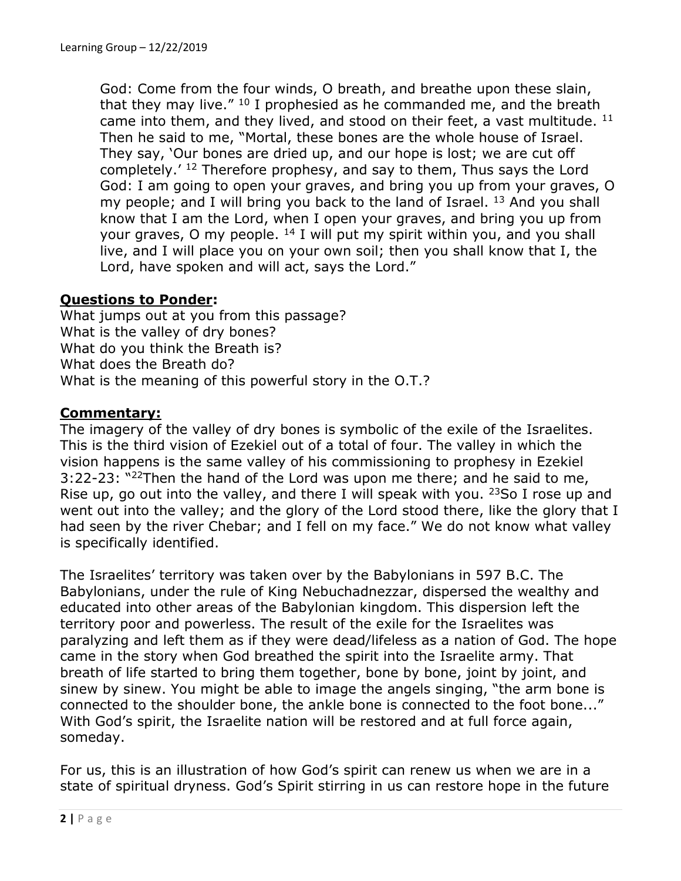God: Come from the four winds, O breath, and breathe upon these slain, that they may live." [10] I prophesied as he commanded me, and the breath came into them, and they lived, and stood on their feet, a vast multitude. [11] Then he said to me, "Mortal, these bones are the whole house of Israel. They say, 'Our bones are dried up, and our hope is lost; we are cut off completely.' [12] Therefore prophesy, and say to them, Thus says the Lord God: I am going to open your graves, and bring you up from your graves, O my people; and I will bring you back to the land of Israel. [13] And you shall know that I am the Lord, when I open your graves, and bring you up from your graves, O my people. [14] I will put my spirit within you, and you shall live, and I will place you on your own soil; then you shall know that I, the Lord, have spoken and will act, says the Lord."

## Questions to Ponder:

What jumps out at you from this passage?
What is the valley of dry bones?
What do you think the Breath is?
What does the Breath do?
What is the meaning of this powerful story in the O.T.?

## Commentary:

The imagery of the valley of dry bones is symbolic of the exile of the Israelites. This is the third vision of Ezekiel out of a total of four. The valley in which the vision happens is the same valley of his commissioning to prophesy in Ezekiel 3:22-23: "[22]Then the hand of the Lord was upon me there; and he said to me, Rise up, go out into the valley, and there I will speak with you. [23]So I rose up and went out into the valley; and the glory of the Lord stood there, like the glory that I had seen by the river Chebar; and I fell on my face." We do not know what valley is specifically identified.

The Israelites' territory was taken over by the Babylonians in 597 B.C. The Babylonians, under the rule of King Nebuchadnezzar, dispersed the wealthy and educated into other areas of the Babylonian kingdom. This dispersion left the territory poor and powerless. The result of the exile for the Israelites was paralyzing and left them as if they were dead/lifeless as a nation of God. The hope came in the story when God breathed the spirit into the Israelite army. That breath of life started to bring them together, bone by bone, joint by joint, and sinew by sinew. You might be able to image the angels singing, "the arm bone is connected to the shoulder bone, the ankle bone is connected to the foot bone..." With God's spirit, the Israelite nation will be restored and at full force again, someday.

For us, this is an illustration of how God's spirit can renew us when we are in a state of spiritual dryness. God's Spirit stirring in us can restore hope in the future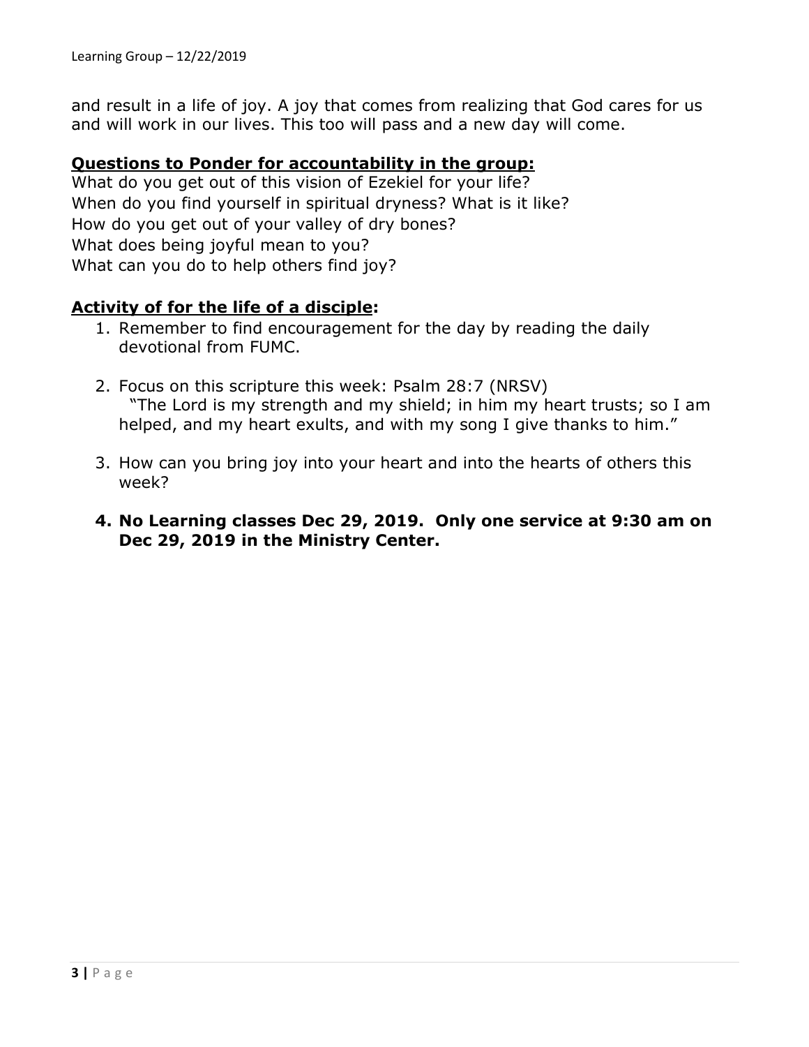and result in a life of joy. A joy that comes from realizing that God cares for us and will work in our lives. This too will pass and a new day will come.

**Questions to Ponder for accountability in the group:**

What do you get out of this vision of Ezekiel for your life?
When do you find yourself in spiritual dryness? What is it like?
How do you get out of your valley of dry bones?
What does being joyful mean to you?
What can you do to help others find joy?

**Activity of for the life of a disciple:**

1. Remember to find encouragement for the day by reading the daily devotional from FUMC.

2. Focus on this scripture this week: Psalm 28:7 (NRSV)
   "The Lord is my strength and my shield; in him my heart trusts; so I am helped, and my heart exults, and with my song I give thanks to him."

3. How can you bring joy into your heart and into the hearts of others this week?

4. **No Learning classes Dec 29, 2019. Only one service at 9:30 am on Dec 29, 2019 in the Ministry Center.**